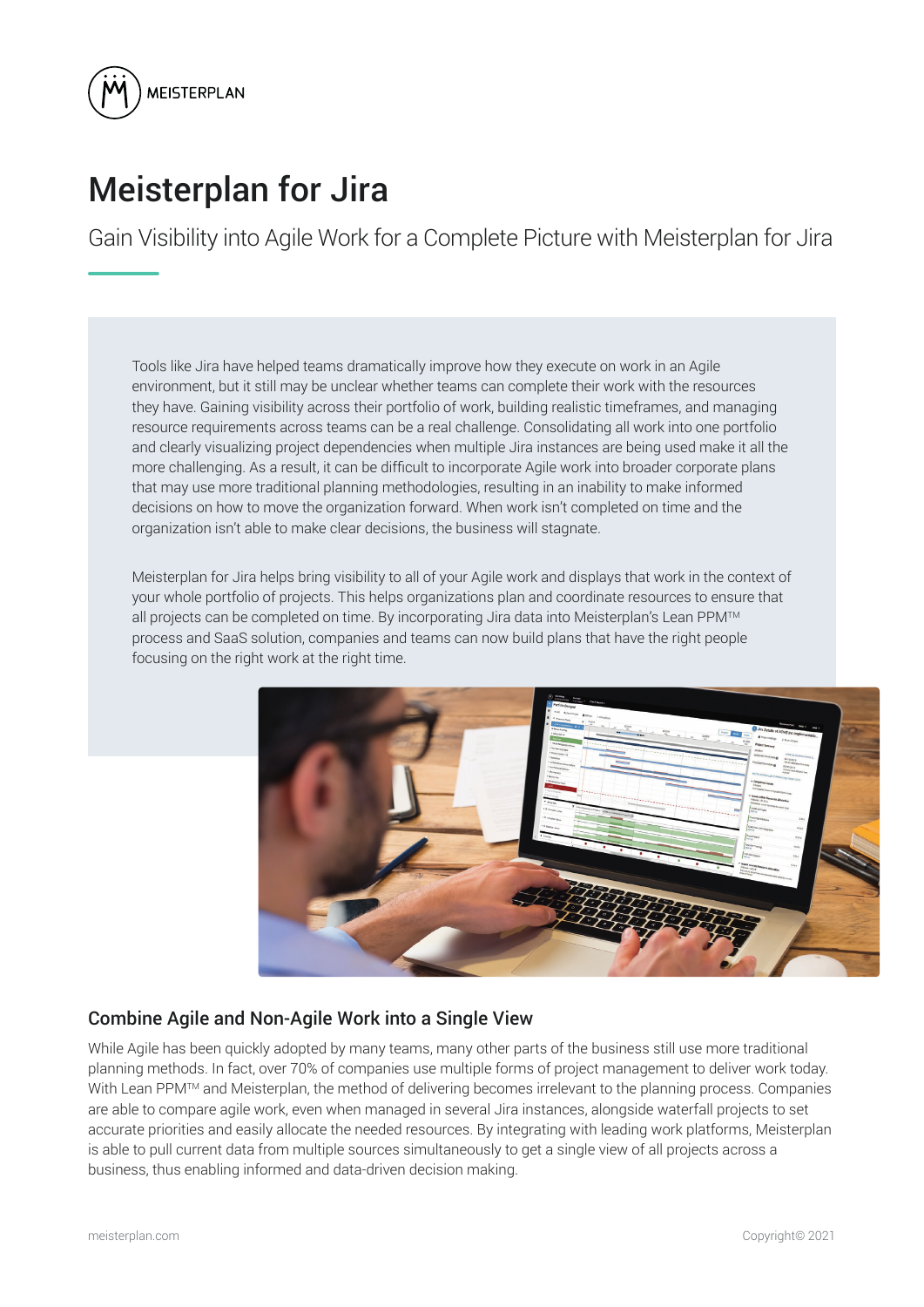MEISTERPLAN

# Meisterplan for Jira

Gain Visibility into Agile Work for a Complete Picture with Meisterplan for Jira

Tools like Jira have helped teams dramatically improve how they execute on work in an Agile environment, but it still may be unclear whether teams can complete their work with the resources they have. Gaining visibility across their portfolio of work, building realistic timeframes, and managing resource requirements across teams can be a real challenge. Consolidating all work into one portfolio and clearly visualizing project dependencies when multiple Jira instances are being used make it all the more challenging. As a result, it can be difficult to incorporate Agile work into broader corporate plans that may use more traditional planning methodologies, resulting in an inability to make informed decisions on how to move the organization forward. When work isn't completed on time and the organization isn't able to make clear decisions, the business will stagnate.

Meisterplan for Jira helps bring visibility to all of your Agile work and displays that work in the context of your whole portfolio of projects. This helps organizations plan and coordinate resources to ensure that all projects can be completed on time. By incorporating Jira data into Meisterplan's Lean PPM™ process and SaaS solution, companies and teams can now build plans that have the right people focusing on the right work at the right time.

## Combine Agile and Non-Agile Work into a Single View

While Agile has been quickly adopted by many teams, many other parts of the business still use more traditional planning methods. In fact, over 70% of companies use multiple forms of project management to deliver work today. With Lean PPM™ and Meisterplan, the method of delivering becomes irrelevant to the planning process. Companies are able to compare agile work, even when managed in several Jira instances, alongside waterfall projects to set accurate priorities and easily allocate the needed resources. By integrating with leading work platforms, Meisterplan is able to pull current data from multiple sources simultaneously to get a single view of all projects across a business, thus enabling informed and data-driven decision making.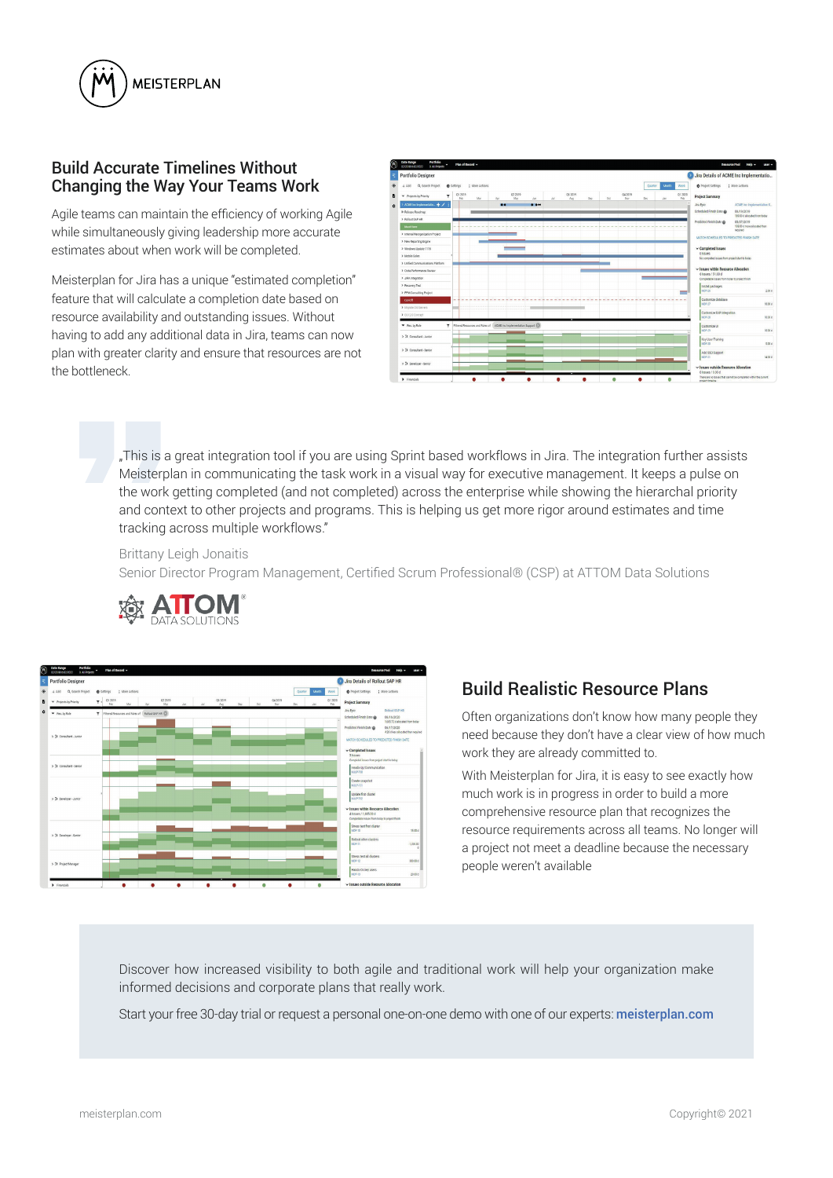MEISTERPLAN

## Build Accurate Timelines Without Changing the Way Your Teams Work

Agile teams can maintain the efficiency of working Agile while simultaneously giving leadership more accurate estimates about when work will be completed.

Meisterplan for Jira has a unique "estimated completion" feature that will calculate a completion date based on resource availability and outstanding issues. Without having to add any additional data in Jira, teams can now plan with greater clarity and ensure that resources are not the bottleneck.

„This is a great integration tool if you are using Sprint based workflows in Jira. The integration further assists Meisterplan in communicating the task work in a visual way for executive management. It keeps a pulse on the work getting completed (and not completed) across the enterprise while showing the hierarchal priority and context to other projects and programs. This is helping us get more rigor around estimates and time tracking across multiple workflows."

Brittany Leigh Jonaitis

Senior Director Program Management, Certified Scrum Professional® (CSP) at ATTOM Data Solutions

ATTOM DATA SOLUTIONS

## Build Realistic Resource Plans

Often organizations don't know how many people they need because they don't have a clear view of how much work they are already committed to.

With Meisterplan for Jira, it is easy to see exactly how much work is in progress in order to build a more comprehensive resource plan that recognizes the resource requirements across all teams. No longer will a project not meet a deadline because the necessary people weren't available

Discover how increased visibility to both agile and traditional work will help your organization make informed decisions and corporate plans that really work.

Start your free 30-day trial or request a personal one-on-one demo with one of our experts: **meisterplan.com**

meisterplan.com

Copyright© 2021